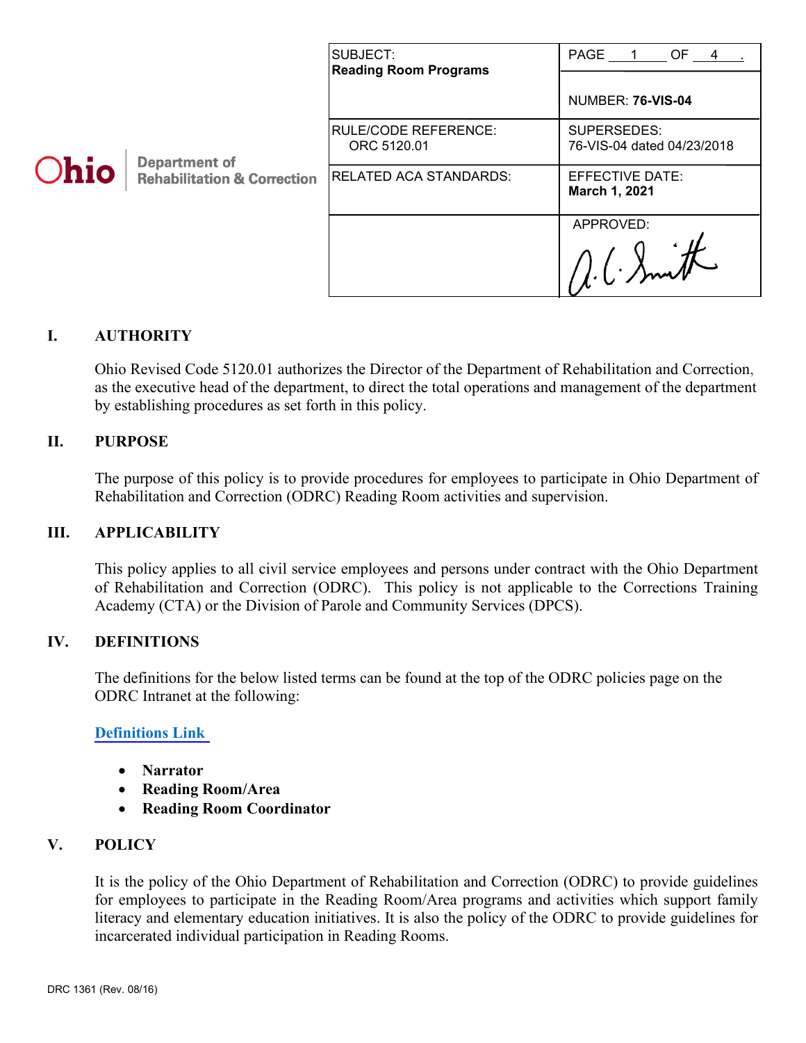**Ohio** | Department of Rehabilitation & Correction

| SUBJECT: **Reading Room Programs** | PAGE 1 OF 4 . <br> NUMBER: **76-VIS-04** |
| --- | --- |
| RULE/CODE REFERENCE: ORC 5120.01 | SUPERSEDES: 76-VIS-04 dated 04/23/2018 |
| RELATED ACA STANDARDS: | EFFECTIVE DATE: **March 1, 2021** |
| | APPROVED: A. C. Smith |

## I. AUTHORITY

Ohio Revised Code 5120.01 authorizes the Director of the Department of Rehabilitation and Correction, as the executive head of the department, to direct the total operations and management of the department by establishing procedures as set forth in this policy.

## II. PURPOSE

The purpose of this policy is to provide procedures for employees to participate in Ohio Department of Rehabilitation and Correction (ODRC) Reading Room activities and supervision.

## III. APPLICABILITY

This policy applies to all civil service employees and persons under contract with the Ohio Department of Rehabilitation and Correction (ODRC). This policy is not applicable to the Corrections Training Academy (CTA) or the Division of Parole and Community Services (DPCS).

## IV. DEFINITIONS

The definitions for the below listed terms can be found at the top of the ODRC policies page on the ODRC Intranet at the following:

**Definitions Link**

- **Narrator**
- **Reading Room/Area**
- **Reading Room Coordinator**

## V. POLICY

It is the policy of the Ohio Department of Rehabilitation and Correction (ODRC) to provide guidelines for employees to participate in the Reading Room/Area programs and activities which support family literacy and elementary education initiatives. It is also the policy of the ODRC to provide guidelines for incarcerated individual participation in Reading Rooms.

DRC 1361 (Rev. 08/16)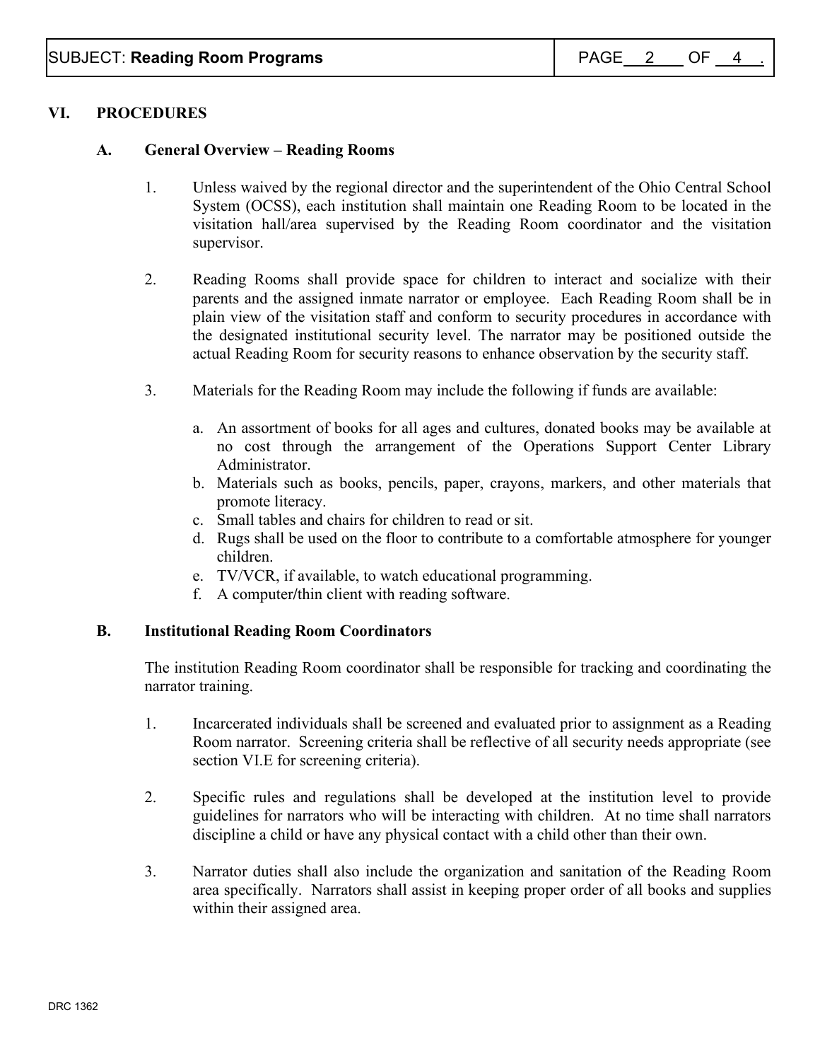## VI. PROCEDURES

### A. General Overview – Reading Rooms

1. Unless waived by the regional director and the superintendent of the Ohio Central School System (OCSS), each institution shall maintain one Reading Room to be located in the visitation hall/area supervised by the Reading Room coordinator and the visitation supervisor.

2. Reading Rooms shall provide space for children to interact and socialize with their parents and the assigned inmate narrator or employee. Each Reading Room shall be in plain view of the visitation staff and conform to security procedures in accordance with the designated institutional security level. The narrator may be positioned outside the actual Reading Room for security reasons to enhance observation by the security staff.

3. Materials for the Reading Room may include the following if funds are available:

   a. An assortment of books for all ages and cultures, donated books may be available at no cost through the arrangement of the Operations Support Center Library Administrator.
   b. Materials such as books, pencils, paper, crayons, markers, and other materials that promote literacy.
   c. Small tables and chairs for children to read or sit.
   d. Rugs shall be used on the floor to contribute to a comfortable atmosphere for younger children.
   e. TV/VCR, if available, to watch educational programming.
   f. A computer/thin client with reading software.

### B. Institutional Reading Room Coordinators

The institution Reading Room coordinator shall be responsible for tracking and coordinating the narrator training.

1. Incarcerated individuals shall be screened and evaluated prior to assignment as a Reading Room narrator. Screening criteria shall be reflective of all security needs appropriate (see section VI.E for screening criteria).

2. Specific rules and regulations shall be developed at the institution level to provide guidelines for narrators who will be interacting with children. At no time shall narrators discipline a child or have any physical contact with a child other than their own.

3. Narrator duties shall also include the organization and sanitation of the Reading Room area specifically. Narrators shall assist in keeping proper order of all books and supplies within their assigned area.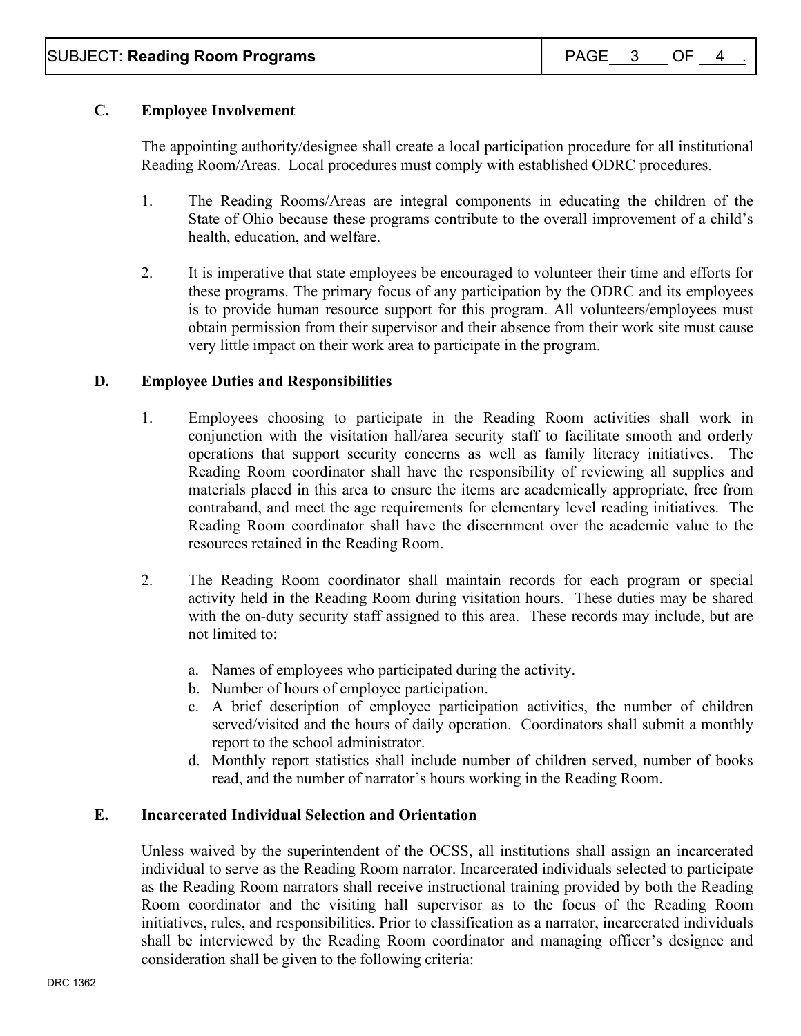### C. Employee Involvement

The appointing authority/designee shall create a local participation procedure for all institutional Reading Room/Areas. Local procedures must comply with established ODRC procedures.

1. The Reading Rooms/Areas are integral components in educating the children of the State of Ohio because these programs contribute to the overall improvement of a child's health, education, and welfare.

2. It is imperative that state employees be encouraged to volunteer their time and efforts for these programs. The primary focus of any participation by the ODRC and its employees is to provide human resource support for this program. All volunteers/employees must obtain permission from their supervisor and their absence from their work site must cause very little impact on their work area to participate in the program.

### D. Employee Duties and Responsibilities

1. Employees choosing to participate in the Reading Room activities shall work in conjunction with the visitation hall/area security staff to facilitate smooth and orderly operations that support security concerns as well as family literacy initiatives. The Reading Room coordinator shall have the responsibility of reviewing all supplies and materials placed in this area to ensure the items are academically appropriate, free from contraband, and meet the age requirements for elementary level reading initiatives. The Reading Room coordinator shall have the discernment over the academic value to the resources retained in the Reading Room.

2. The Reading Room coordinator shall maintain records for each program or special activity held in the Reading Room during visitation hours. These duties may be shared with the on-duty security staff assigned to this area. These records may include, but are not limited to:

   a. Names of employees who participated during the activity.
   b. Number of hours of employee participation.
   c. A brief description of employee participation activities, the number of children served/visited and the hours of daily operation. Coordinators shall submit a monthly report to the school administrator.
   d. Monthly report statistics shall include number of children served, number of books read, and the number of narrator's hours working in the Reading Room.

### E. Incarcerated Individual Selection and Orientation

Unless waived by the superintendent of the OCSS, all institutions shall assign an incarcerated individual to serve as the Reading Room narrator. Incarcerated individuals selected to participate as the Reading Room narrators shall receive instructional training provided by both the Reading Room coordinator and the visiting hall supervisor as to the focus of the Reading Room initiatives, rules, and responsibilities. Prior to classification as a narrator, incarcerated individuals shall be interviewed by the Reading Room coordinator and managing officer's designee and consideration shall be given to the following criteria: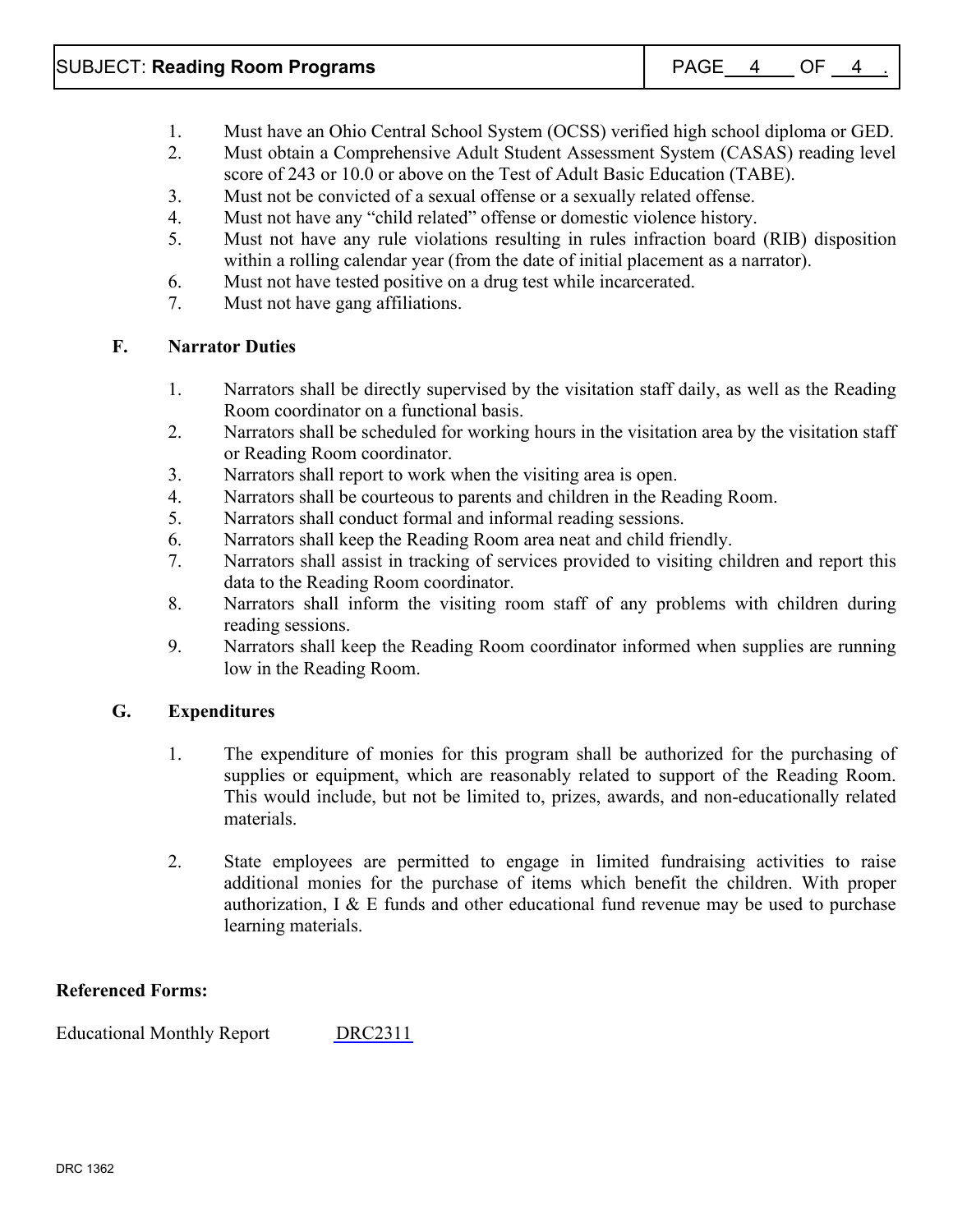1. Must have an Ohio Central School System (OCSS) verified high school diploma or GED.
2. Must obtain a Comprehensive Adult Student Assessment System (CASAS) reading level score of 243 or 10.0 or above on the Test of Adult Basic Education (TABE).
3. Must not be convicted of a sexual offense or a sexually related offense.
4. Must not have any "child related" offense or domestic violence history.
5. Must not have any rule violations resulting in rules infraction board (RIB) disposition within a rolling calendar year (from the date of initial placement as a narrator).
6. Must not have tested positive on a drug test while incarcerated.
7. Must not have gang affiliations.

**F. Narrator Duties**

1. Narrators shall be directly supervised by the visitation staff daily, as well as the Reading Room coordinator on a functional basis.
2. Narrators shall be scheduled for working hours in the visitation area by the visitation staff or Reading Room coordinator.
3. Narrators shall report to work when the visiting area is open.
4. Narrators shall be courteous to parents and children in the Reading Room.
5. Narrators shall conduct formal and informal reading sessions.
6. Narrators shall keep the Reading Room area neat and child friendly.
7. Narrators shall assist in tracking of services provided to visiting children and report this data to the Reading Room coordinator.
8. Narrators shall inform the visiting room staff of any problems with children during reading sessions.
9. Narrators shall keep the Reading Room coordinator informed when supplies are running low in the Reading Room.

**G. Expenditures**

1. The expenditure of monies for this program shall be authorized for the purchasing of supplies or equipment, which are reasonably related to support of the Reading Room. This would include, but not be limited to, prizes, awards, and non-educationally related materials.

2. State employees are permitted to engage in limited fundraising activities to raise additional monies for the purchase of items which benefit the children. With proper authorization, I & E funds and other educational fund revenue may be used to purchase learning materials.

**Referenced Forms:**

Educational Monthly Report DRC2311